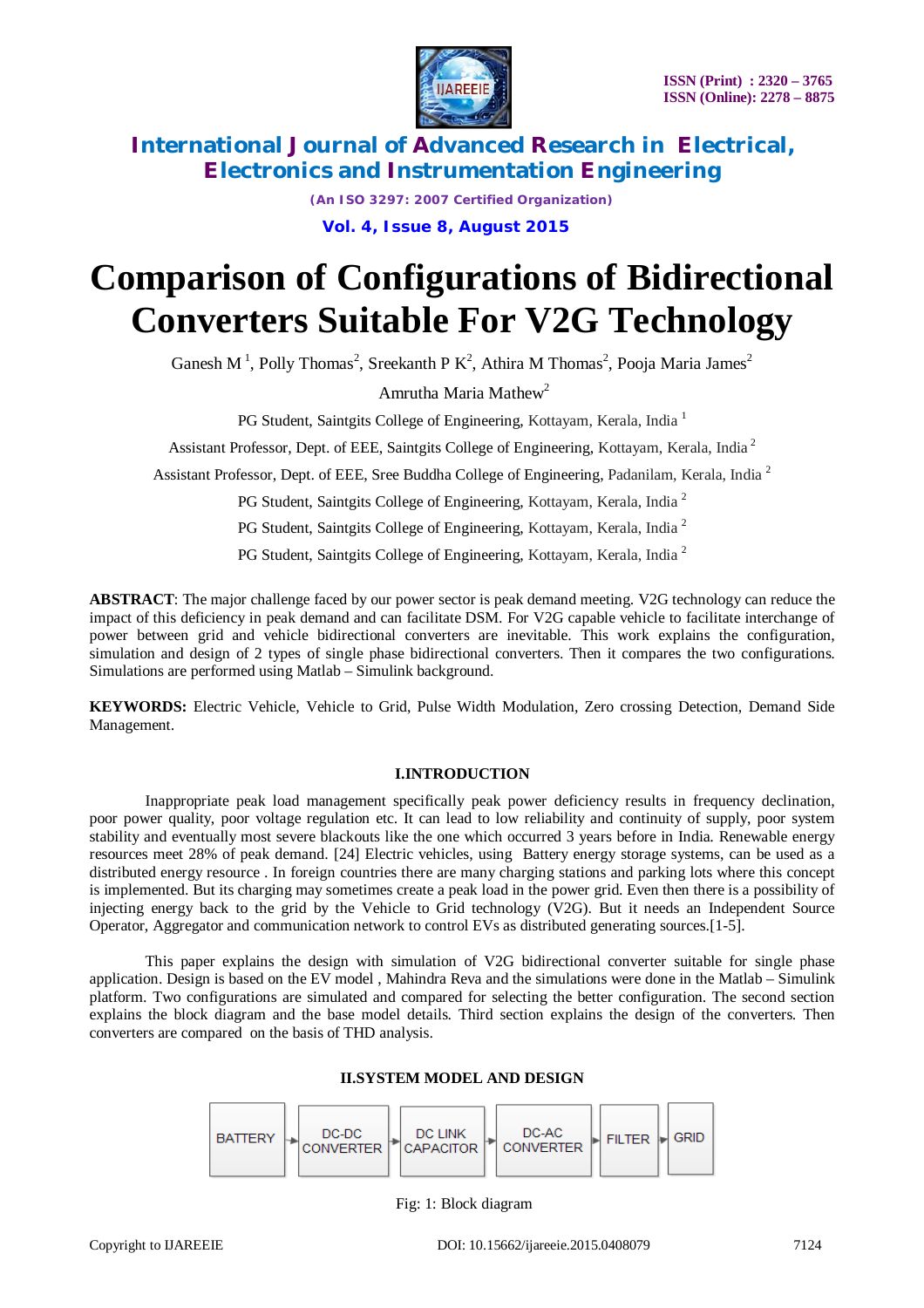# Comparison of Configurations of Bidirectional Converters Suitable For V2G Technology

Ganesh M [1], Polly Thomas[2], Sreekanth P K[2], Athira M Thomas[2], Pooja Maria James[2]

Amrutha Maria Mathew[2]

PG Student, Saintgits College of Engineering, Kottayam, Kerala, India [1]

Assistant Professor, Dept. of EEE, Saintgits College of Engineering, Kottayam, Kerala, India [2]

Assistant Professor, Dept. of EEE, Sree Buddha College of Engineering, Padanilam, Kerala, India [2]

PG Student, Saintgits College of Engineering, Kottayam, Kerala, India [2]

PG Student, Saintgits College of Engineering, Kottayam, Kerala, India [2]

PG Student, Saintgits College of Engineering, Kottayam, Kerala, India [2]

**ABSTRACT**: The major challenge faced by our power sector is peak demand meeting. V2G technology can reduce the impact of this deficiency in peak demand and can facilitate DSM. For V2G capable vehicle to facilitate interchange of power between grid and vehicle bidirectional converters are inevitable. This work explains the configuration, simulation and design of 2 types of single phase bidirectional converters. Then it compares the two configurations. Simulations are performed using Matlab – Simulink background.

**KEYWORDS:** Electric Vehicle, Vehicle to Grid, Pulse Width Modulation, Zero crossing Detection, Demand Side Management.

## I.INTRODUCTION

Inappropriate peak load management specifically peak power deficiency results in frequency declination, poor power quality, poor voltage regulation etc. It can lead to low reliability and continuity of supply, poor system stability and eventually most severe blackouts like the one which occurred 3 years before in India. Renewable energy resources meet 28% of peak demand. [24] Electric vehicles, using Battery energy storage systems, can be used as a distributed energy resource . In foreign countries there are many charging stations and parking lots where this concept is implemented. But its charging may sometimes create a peak load in the power grid. Even then there is a possibility of injecting energy back to the grid by the Vehicle to Grid technology (V2G). But it needs an Independent Source Operator, Aggregator and communication network to control EVs as distributed generating sources.[1-5].

This paper explains the design with simulation of V2G bidirectional converter suitable for single phase application. Design is based on the EV model , Mahindra Reva and the simulations were done in the Matlab – Simulink platform. Two configurations are simulated and compared for selecting the better configuration. The second section explains the block diagram and the base model details. Third section explains the design of the converters. Then converters are compared on the basis of THD analysis.

## II.SYSTEM MODEL AND DESIGN

BATTERY → DC-DC CONVERTER → DC LINK CAPACITOR → DC-AC CONVERTER → FILTER → GRID

Fig: 1: Block diagram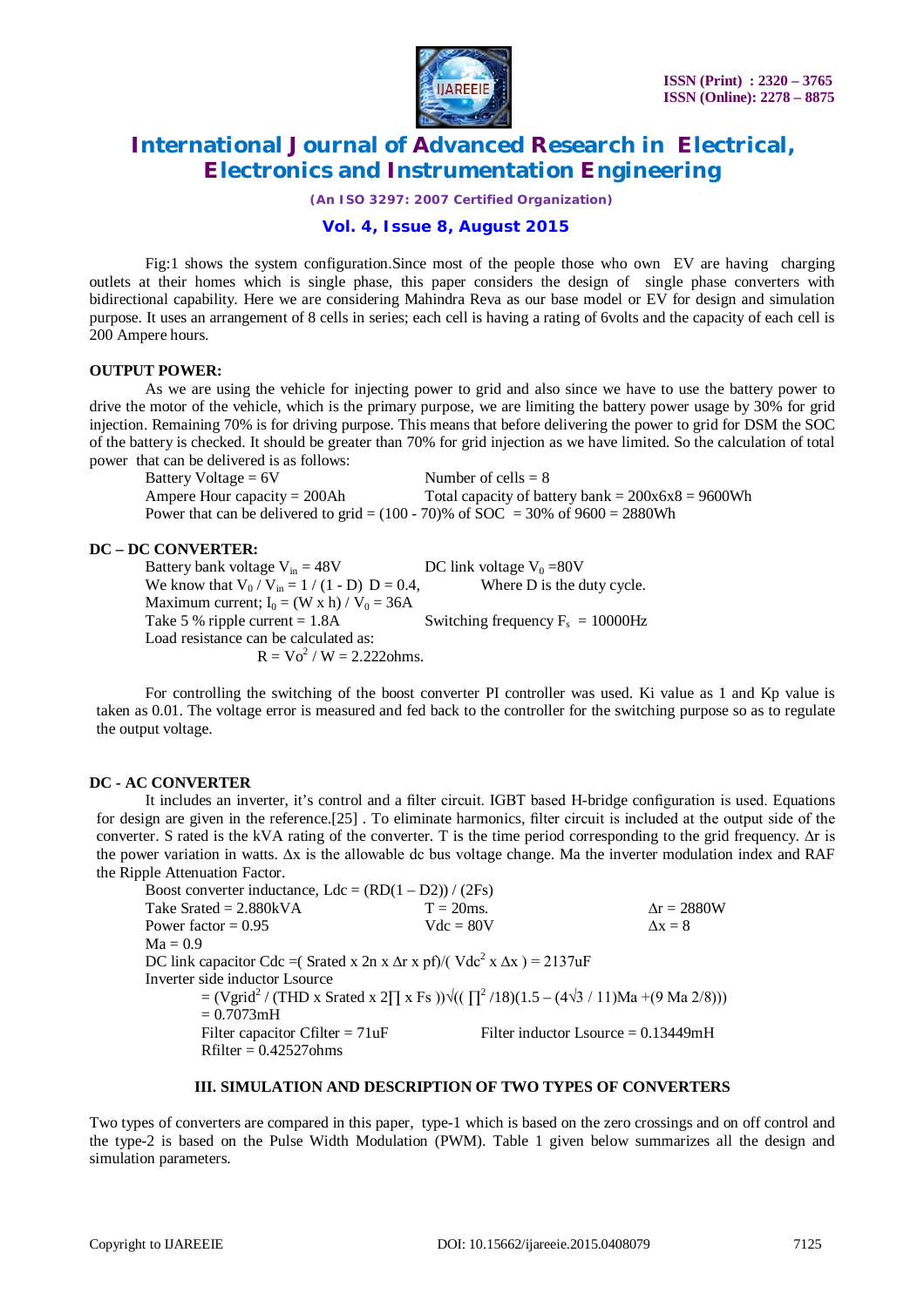Fig:1 shows the system configuration.Since most of the people those who own EV are having charging outlets at their homes which is single phase, this paper considers the design of single phase converters with bidirectional capability. Here we are considering Mahindra Reva as our base model or EV for design and simulation purpose. It uses an arrangement of 8 cells in series; each cell is having a rating of 6volts and the capacity of each cell is 200 Ampere hours.

**OUTPUT POWER:**

As we are using the vehicle for injecting power to grid and also since we have to use the battery power to drive the motor of the vehicle, which is the primary purpose, we are limiting the battery power usage by 30% for grid injection. Remaining 70% is for driving purpose. This means that before delivering the power to grid for DSM the SOC of the battery is checked. It should be greater than 70% for grid injection as we have limited. So the calculation of total power that can be delivered is as follows:

Battery Voltage = 6V  Number of cells = 8

Ampere Hour capacity = 200Ah  Total capacity of battery bank = 200x6x8 = 9600Wh

Power that can be delivered to grid = (100 - 70)% of SOC = 30% of 9600 = 2880Wh

**DC – DC CONVERTER:**

Battery bank voltage $V_{in}$ = 48V  DC link voltage $V_0$ =80V

We know that $V_0 / V_{in} = 1 / (1 - D)$  D = 0.4,  Where D is the duty cycle.

Maximum current; $I_0 = (W \times h) / V_0$ = 36A

Take 5 % ripple current = 1.8A  Switching frequency $F_s$ = 10000Hz

Load resistance can be calculated as:

$R = Vo^2 / W$ = 2.222ohms.

For controlling the switching of the boost converter PI controller was used. Ki value as 1 and Kp value is taken as 0.01. The voltage error is measured and fed back to the controller for the switching purpose so as to regulate the output voltage.

**DC - AC CONVERTER**

It includes an inverter, it's control and a filter circuit. IGBT based H-bridge configuration is used. Equations for design are given in the reference.[25] . To eliminate harmonics, filter circuit is included at the output side of the converter. S rated is the kVA rating of the converter. T is the time period corresponding to the grid frequency. Δr is the power variation in watts. Δx is the allowable dc bus voltage change. Ma the inverter modulation index and RAF the Ripple Attenuation Factor.

Boost converter inductance, $Ldc = (RD(1 – D2)) / (2Fs)$

Take Srated = 2.880kVA  T = 20ms.  Δr = 2880W

Power factor = 0.95  Vdc = 80V  Δx = 8

Ma = 0.9

DC link capacitor $Cdc = (\text{Srated} \times 2n \times \Delta r \times pf)/(Vdc^2 \times \Delta x)$ = 2137uF

Inverter side inductor Lsource

$= (Vgrid^2 / (THD \times \text{Srated} \times 2\prod \times Fs))\sqrt{((\prod^2/18)(1.5 - (4\sqrt{3}/11)Ma + (9\,Ma\,2/8)))}$

= 0.7073mH

Filter capacitor Cfilter = 71uF  Filter inductor Lsource = 0.13449mH

Rfilter = 0.42527ohms

**III. SIMULATION AND DESCRIPTION OF TWO TYPES OF CONVERTERS**

Two types of converters are compared in this paper, type-1 which is based on the zero crossings and on off control and the type-2 is based on the Pulse Width Modulation (PWM). Table 1 given below summarizes all the design and simulation parameters.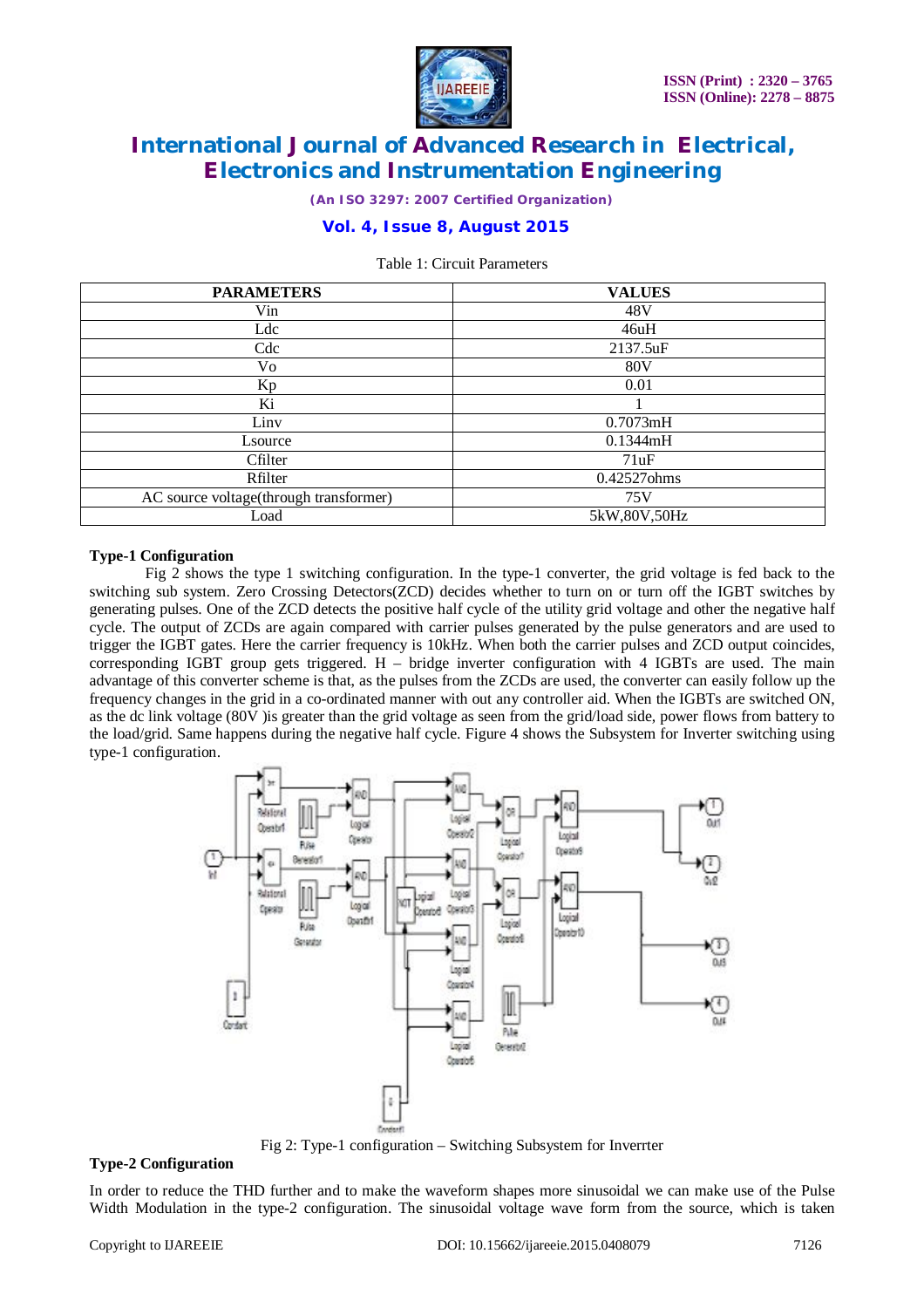Table 1: Circuit Parameters

| PARAMETERS | VALUES |
|---|---|
| Vin | 48V |
| Ldc | 46uH |
| Cdc | 2137.5uF |
| Vo | 80V |
| Kp | 0.01 |
| Ki | 1 |
| Linv | 0.7073mH |
| Lsource | 0.1344mH |
| Cfilter | 71uF |
| Rfilter | 0.42527ohms |
| AC source voltage(through transformer) | 75V |
| Load | 5kW,80V,50Hz |

**Type-1 Configuration**

Fig 2 shows the type 1 switching configuration. In the type-1 converter, the grid voltage is fed back to the switching sub system. Zero Crossing Detectors(ZCD) decides whether to turn on or turn off the IGBT switches by generating pulses. One of the ZCD detects the positive half cycle of the utility grid voltage and other the negative half cycle. The output of ZCDs are again compared with carrier pulses generated by the pulse generators and are used to trigger the IGBT gates. Here the carrier frequency is 10kHz. When both the carrier pulses and ZCD output coincides, corresponding IGBT group gets triggered. H – bridge inverter configuration with 4 IGBTs are used. The main advantage of this converter scheme is that, as the pulses from the ZCDs are used, the converter can easily follow up the frequency changes in the grid in a co-ordinated manner with out any controller aid. When the IGBTs are switched ON, as the dc link voltage (80V )is greater than the grid voltage as seen from the grid/load side, power flows from battery to the load/grid. Same happens during the negative half cycle. Figure 4 shows the Subsystem for Inverter switching using type-1 configuration.

Fig 2: Type-1 configuration – Switching Subsystem for Inverrter

**Type-2 Configuration**

In order to reduce the THD further and to make the waveform shapes more sinusoidal we can make use of the Pulse Width Modulation in the type-2 configuration. The sinusoidal voltage wave form from the source, which is taken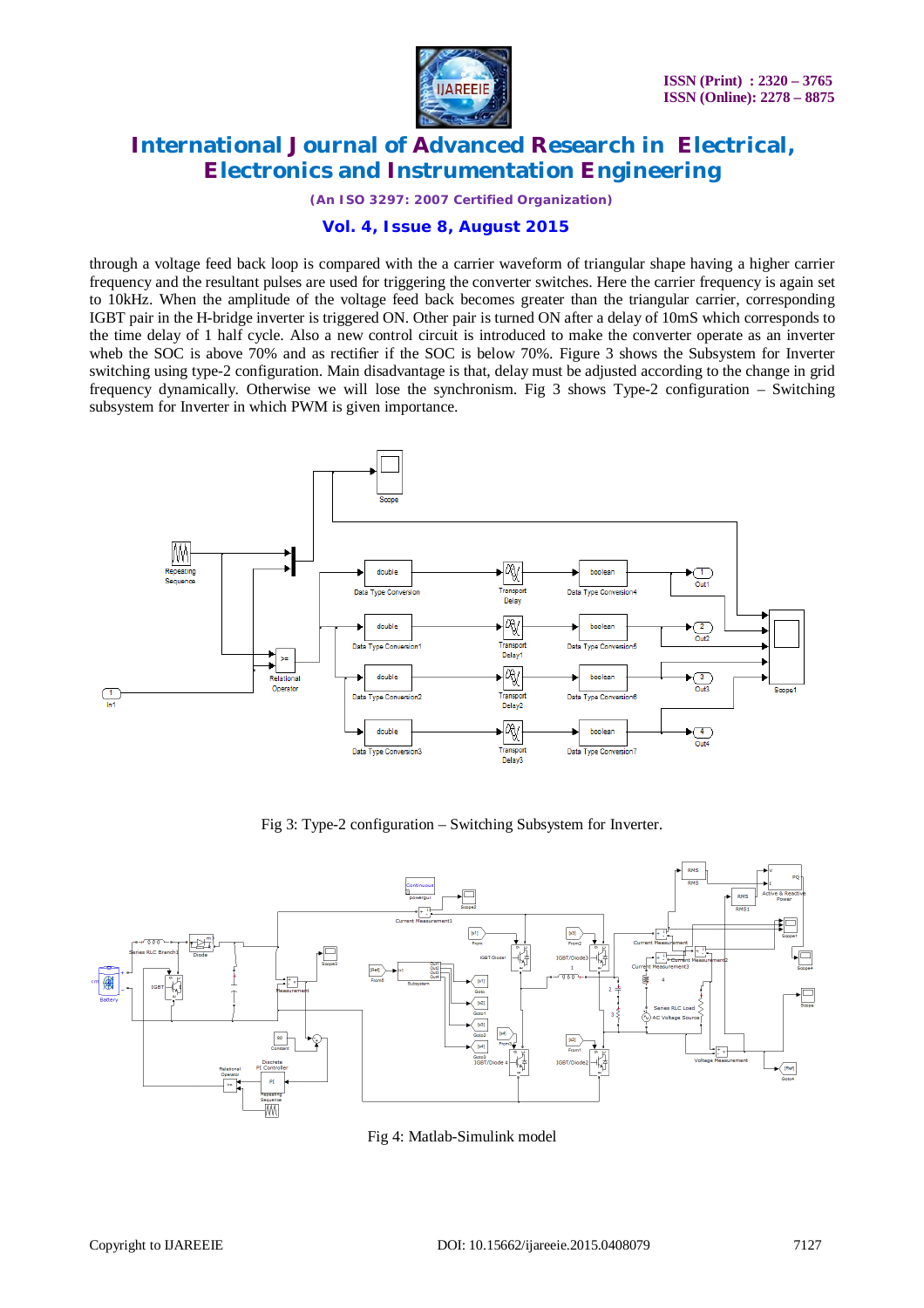through a voltage feed back loop is compared with the a carrier waveform of triangular shape having a higher carrier frequency and the resultant pulses are used for triggering the converter switches. Here the carrier frequency is again set to 10kHz. When the amplitude of the voltage feed back becomes greater than the triangular carrier, corresponding IGBT pair in the H-bridge inverter is triggered ON. Other pair is turned ON after a delay of 10mS which corresponds to the time delay of 1 half cycle. Also a new control circuit is introduced to make the converter operate as an inverter wheb the SOC is above 70% and as rectifier if the SOC is below 70%. Figure 3 shows the Subsystem for Inverter switching using type-2 configuration. Main disadvantage is that, delay must be adjusted according to the change in grid frequency dynamically. Otherwise we will lose the synchronism. Fig 3 shows Type-2 configuration – Switching subsystem for Inverter in which PWM is given importance.

Fig 3: Type-2 configuration – Switching Subsystem for Inverter.

Fig 4: Matlab-Simulink model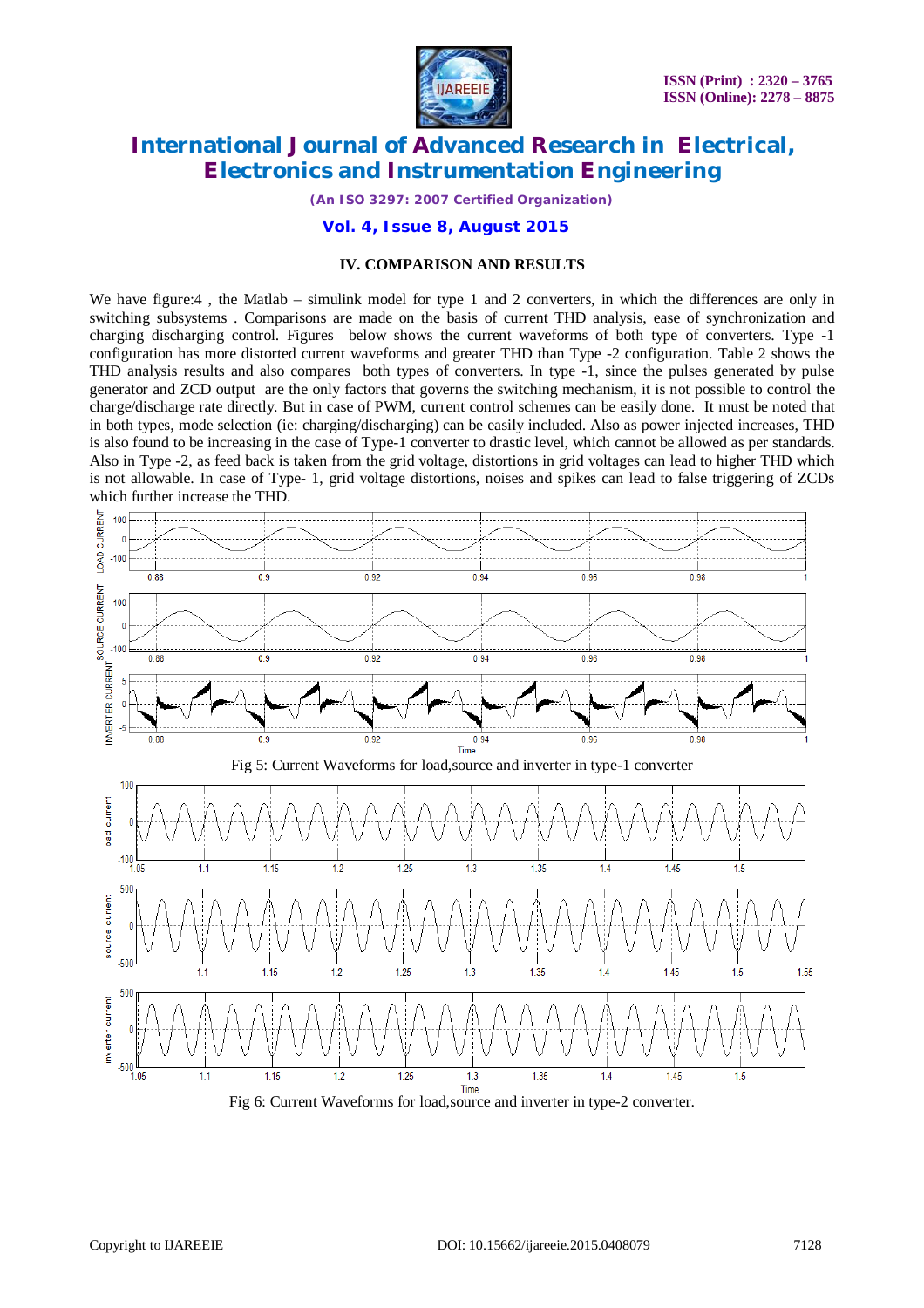### IV. COMPARISON AND RESULTS

We have figure:4 , the Matlab – simulink model for type 1 and 2 converters, in which the differences are only in switching subsystems . Comparisons are made on the basis of current THD analysis, ease of synchronization and charging discharging control. Figures below shows the current waveforms of both type of converters. Type -1 configuration has more distorted current waveforms and greater THD than Type -2 configuration. Table 2 shows the THD analysis results and also compares both types of converters. In type -1, since the pulses generated by pulse generator and ZCD output are the only factors that governs the switching mechanism, it is not possible to control the charge/discharge rate directly. But in case of PWM, current control schemes can be easily done. It must be noted that in both types, mode selection (ie: charging/discharging) can be easily included. Also as power injected increases, THD is also found to be increasing in the case of Type-1 converter to drastic level, which cannot be allowed as per standards. Also in Type -2, as feed back is taken from the grid voltage, distortions in grid voltages can lead to higher THD which is not allowable. In case of Type- 1, grid voltage distortions, noises and spikes can lead to false triggering of ZCDs which further increase the THD.

Fig 5: Current Waveforms for load,source and inverter in type-1 converter

Fig 6: Current Waveforms for load,source and inverter in type-2 converter.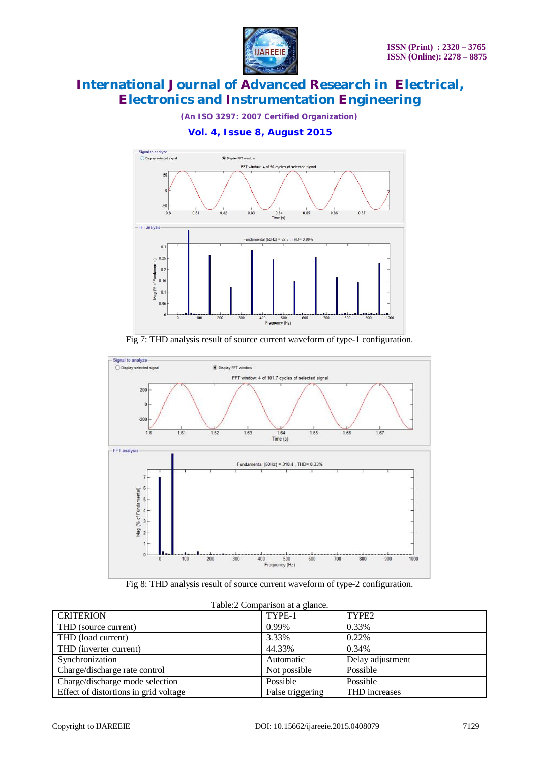Fig 7: THD analysis result of source current waveform of type-1 configuration.

Fig 8: THD analysis result of source current waveform of type-2 configuration.

Table:2 Comparison at a glance.

| CRITERION | TYPE-1 | TYPE2 |
|---|---|---|
| THD (source current) | 0.99% | 0.33% |
| THD (load current) | 3.33% | 0.22% |
| THD (inverter current) | 44.33% | 0.34% |
| Synchronization | Automatic | Delay adjustment |
| Charge/discharge rate control | Not possible | Possible |
| Charge/discharge mode selection | Possible | Possible |
| Effect of distortions in grid voltage | False triggering | THD increases |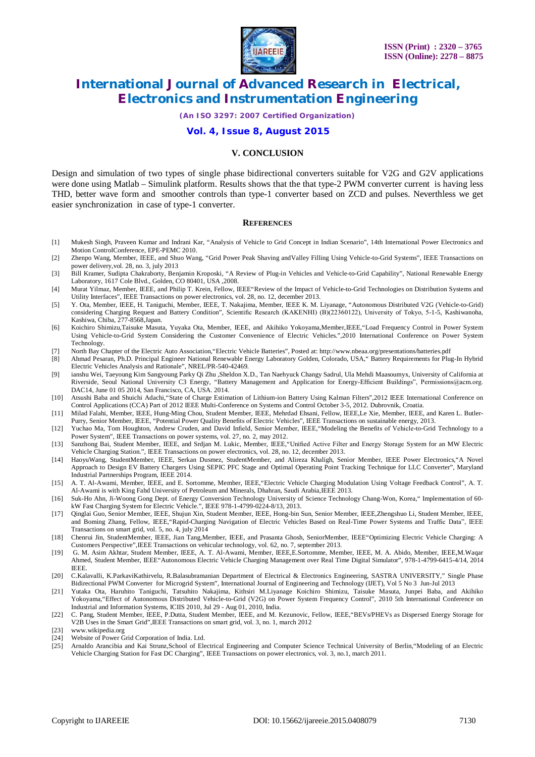## V. CONCLUSION

Design and simulation of two types of single phase bidirectional converters suitable for V2G and G2V applications were done using Matlab – Simulink platform. Results shows that the that type-2 PWM converter current is having less THD, better wave form and smoother controls than type-1 converter based on ZCD and pulses. Neverthless we get easier synchronization in case of type-1 converter.

## REFERENCES

[1] Mukesh Singh, Praveen Kumar and Indrani Kar, "Analysis of Vehicle to Grid Concept in Indian Scenario", 14th International Power Electronics and Motion ControlConference, EPE-PEMC 2010.

[2] Zhenpo Wang, Member, IEEE, and Shuo Wang, "Grid Power Peak Shaving andValley Filling Using Vehicle-to-Grid Systems", IEEE Transactions on power delivery,vol. 28, no. 3, july 2013

[3] Bill Kramer, Sudipta Chakraborty, Benjamin Kroposki, "A Review of Plug-in Vehicles and Vehicle-to-Grid Capability", National Renewable Energy Laboratory, 1617 Cole Blvd., Golden, CO 80401, USA ,2008.

[4] Murat Yilmaz, Member, IEEE, and Philip T. Krein, Fellow, IEEE"Review of the Impact of Vehicle-to-Grid Technologies on Distribution Systems and Utility Interfaces", IEEE Transactions on power electronics, vol. 28, no. 12, december 2013.

[5] Y. Ota, Member, IEEE, H. Taniguchi, Member, IEEE, T. Nakajima, Member, IEEE K. M. Liyanage, "Autonomous Distributed V2G (Vehicle-to-Grid) considering Charging Request and Battery Condition", Scientific Research (KAKENHI) (B)(22360122), University of Tokyo, 5-1-5, Kashiwanoha, Kashiwa, Chiba, 277-8568,Japan.

[6] Koichiro Shimizu,Taisuke Masuta, Yuyaka Ota, Member, IEEE, and Akihiko Yokoyama,Member,IEEE,"Load Frequency Control in Power System Using Vehicle-to-Grid System Considering the Customer Convenience of Electric Vehicles.",2010 International Conference on Power System Technology.

[7] North Bay Chapter of the Electric Auto Association,"Electric Vehicle Batteries", Posted at: http://www.nbeaa.org/presentations/batteries.pdf

[8] Ahmad Pesaran, Ph.D. Principal Engineer National Renewable Energy Laboratory Golden, Colorado, USA," Battery Requirements for Plug-In Hybrid Electric Vehicles Analysis and Rationale", NREL/PR-540-42469.

[9] ianshu Wei, Taeyoung Kim Sangyoung Parky Qi Zhu ,Sheldon X.D., Tan Naehyuck Changy Sadrul, Ula Mehdi Maasoumyx, University of California at Riverside, Seoul National University C3 Energy, "Battery Management and Application for Energy-Efficient Buildings", Permissions@acm.org. DAC14, June 01 05 2014, San Francisco, CA, USA. 2014.

[10] Atsushi Baba and Shuichi Adachi,"State of Charge Estimation of Lithium-ion Battery Using Kalman Filters",2012 IEEE International Conference on Control Applications (CCA) Part of 2012 IEEE Multi-Conference on Systems and Control October 3-5, 2012. Dubrovnik, Croatia.

[11] Milad Falahi, Member, IEEE, Hung-Ming Chou, Student Member, IEEE, Mehrdad Ehsani, Fellow, IEEE,Le Xie, Member, IEEE, and Karen L. Butler-Purry, Senior Member, IEEE, "Potential Power Quality Benefits of Electric Vehicles", IEEE Transactions on sustainable energy, 2013.

[12] Yuchao Ma, Tom Houghton, Andrew Cruden, and David Infield, Senior Member, IEEE,"Modeling the Benefits of Vehicle-to-Grid Technology to a Power System", IEEE Transactions on power systems, vol. 27, no. 2, may 2012.

[13] Sanzhong Bai, Student Member, IEEE, and Srdjan M. Lukic, Member, IEEE,"Unified Active Filter and Energy Storage System for an MW Electric Vehicle Charging Station.", IEEE Transactions on power electronics, vol. 28, no. 12, december 2013.

[14] HaoyuWang, StudentMember, IEEE, Serkan Dusmez, StudentMember, and Alireza Khaligh, Senior Member, IEEE Power Electronics,"A Novel Approach to Design EV Battery Chargers Using SEPIC PFC Stage and Optimal Operating Point Tracking Technique for LLC Converter", Maryland Industrial Partnerships Program, IEEE 2014.

[15] A. T. Al-Awami, Member, IEEE, and E. Sortomme, Member, IEEE,"Electric Vehicle Charging Modulation Using Voltage Feedback Control", A. T. Al-Awami is with King Fahd University of Petroleum and Minerals, Dhahran, Saudi Arabia,IEEE 2013.

[16] Suk-Ho Ahn, Ji-Woong Gong Dept. of Energy Conversion Technology University of Science Technology Chang-Won, Korea," Implementation of 60-kW Fast Charging System for Electric Vehicle.", IEEE 978-1-4799-0224-8/13, 2013.

[17] Qinglai Guo, Senior Member, IEEE, Shujun Xin, Student Member, IEEE, Hong-bin Sun, Senior Member, IEEE,Zhengshuo Li, Student Member, IEEE, and Boming Zhang, Fellow, IEEE,"Rapid-Charging Navigation of Electric Vehicles Based on Real-Time Power Systems and Traffic Data", IEEE Transactions on smart grid, vol. 5, no. 4, july 2014

[18] Chenrui Jin, StudentMember, IEEE, Jian Tang,Member, IEEE, and Prasanta Ghosh, SeniorMember, IEEE"Optimizing Electric Vehicle Charging: A Customers Perspective",IEEE Transactions on vehicular technology, vol. 62, no. 7, september 2013.

[19] G. M. Asim Akhtar, Student Member, IEEE, A. T. Al-Awami, Member, IEEE,E.Sortomme, Member, IEEE, M. A. Abido, Member, IEEE,M.Waqar Ahmed, Student Member, IEEE"Autonomous Electric Vehicle Charging Management over Real Time Digital Simulator", 978-1-4799-6415-4/14, 2014 IEEE.

[20] C.Kalavalli, K.ParkaviKathirvelu, R.Balasubramanian Department of Electrical & Electronics Engineering, SASTRA UNIVERSITY," Single Phase Bidirectional PWM Converter for Microgrid System", International Journal of Engineering and Technology (IJET), Vol 5 No 3 Jun-Jul 2013

[21] Yutaka Ota, Haruhito Taniguchi, Tatsuhito Nakajima, Kithsiri M.Liyanage Koichiro Shimizu, Taisuke Masuta, Junpei Baba, and Akihiko Yokoyama,"Effect of Autonomous Distributed Vehicle-to-Grid (V2G) on Power System Frequency Control", 2010 5th International Conference on Industrial and Information Systems, ICIIS 2010, Jul 29 - Aug 01, 2010, India.

[22] C. Pang, Student Member, IEEE, P.Dutta, Student Member, IEEE, and M. Kezunovic, Fellow, IEEE,"BEVs/PHEVs as Dispersed Energy Storage for V2B Uses in the Smart Grid",IEEE Transactions on smart grid, vol. 3, no. 1, march 2012

[23] www.wikipedia.org

[24] Website of Power Grid Corporation of India. Ltd.

[25] Arnaldo Arancibia and Kai Strunz,School of Electrical Engineering and Computer Science Technical University of Berlin,"Modeling of an Electric Vehicle Charging Station for Fast DC Charging", IEEE Transactions on power electronics, vol. 3, no.1, march 2011.